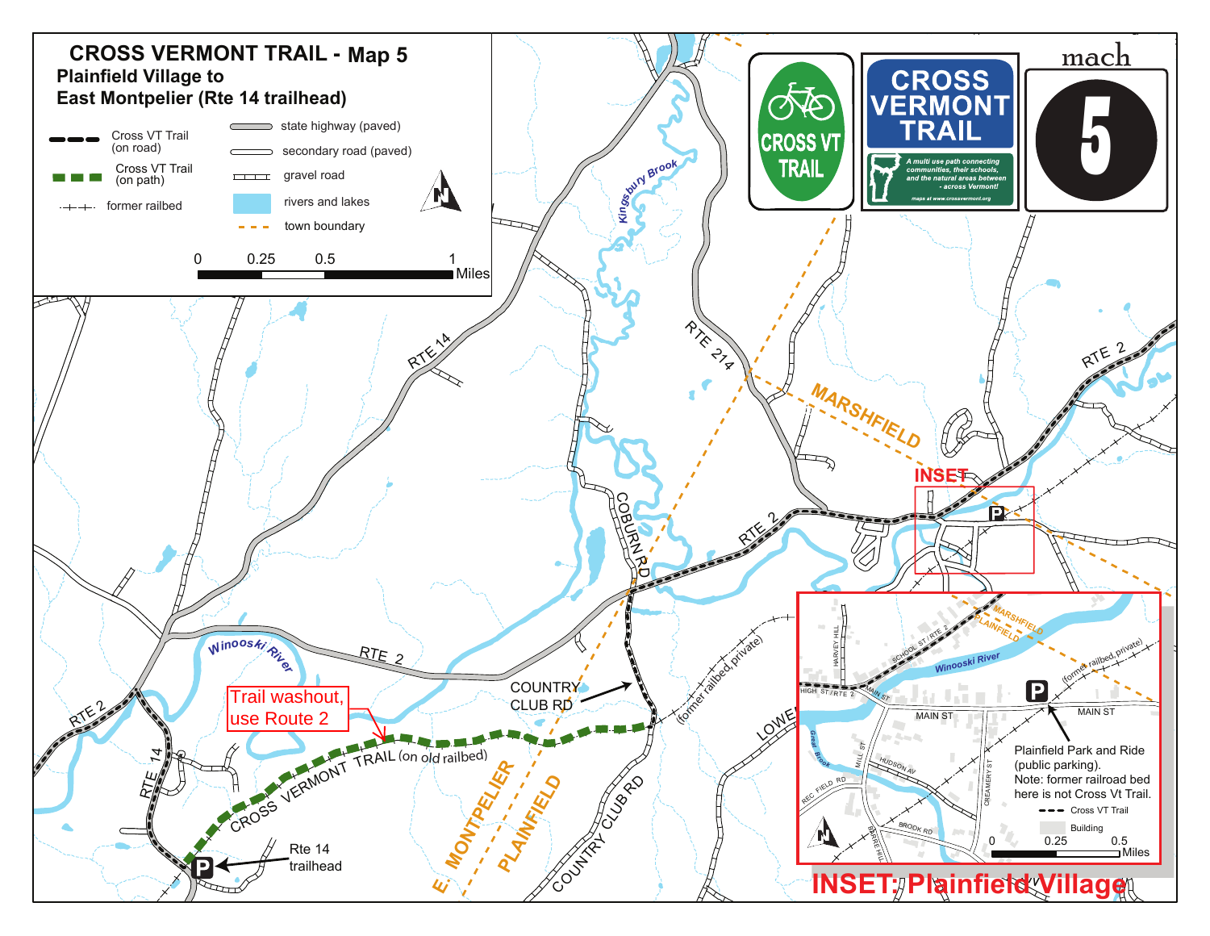# CROSS VERMONT TRAIL - Map 5

## Plainfield Village to East Montpelier (Rte 14 trailhead)

**Legend**

- Cross VT Trail (on road)
- Cross VT Trail (on path)
- former railbed
- state highway (paved)
- secondary road (paved)
- gravel road
- rivers and lakes
- town boundary

Scale: 0 – 0.25 – 0.5 – 1 Miles

CROSS VT TRAIL

CROSS VERMONT TRAIL — A multi use path connecting communities, their schools, and the natural areas between - across Vermont! maps at www.crossvermont.org

mach 5

RTE 14 · RTE 214 · RTE 2 · COBURN RD · COUNTRY CLUB RD · LOWE · Kingsbury Brook · Winooski River · MARSHFIELD · PLAINFIELD · E. MONTPELIER · (former railbed, private)

Trail washout, use Route 2

CROSS VERMONT TRAIL (on old railbed)

Rte 14 trailhead

INSET

## INSET: Plainfield Village

HARVEY HILL · SCHOOL ST / RTE 2 · HIGH ST / RTE 2 · MAIN ST · Winooski River · MARSHFIELD · PLAINFIELD · (former railbed, private) · Great Brook · MILL ST · HUDSON AV · REC FIELD RD · BROOK RD · BARRE HILL · CREAMERY ST

Plainfield Park and Ride (public parking). Note: former railroad bed here is not Cross Vt Trail.

- Cross VT Trail
- Building

0 – 0.25 – 0.5 Miles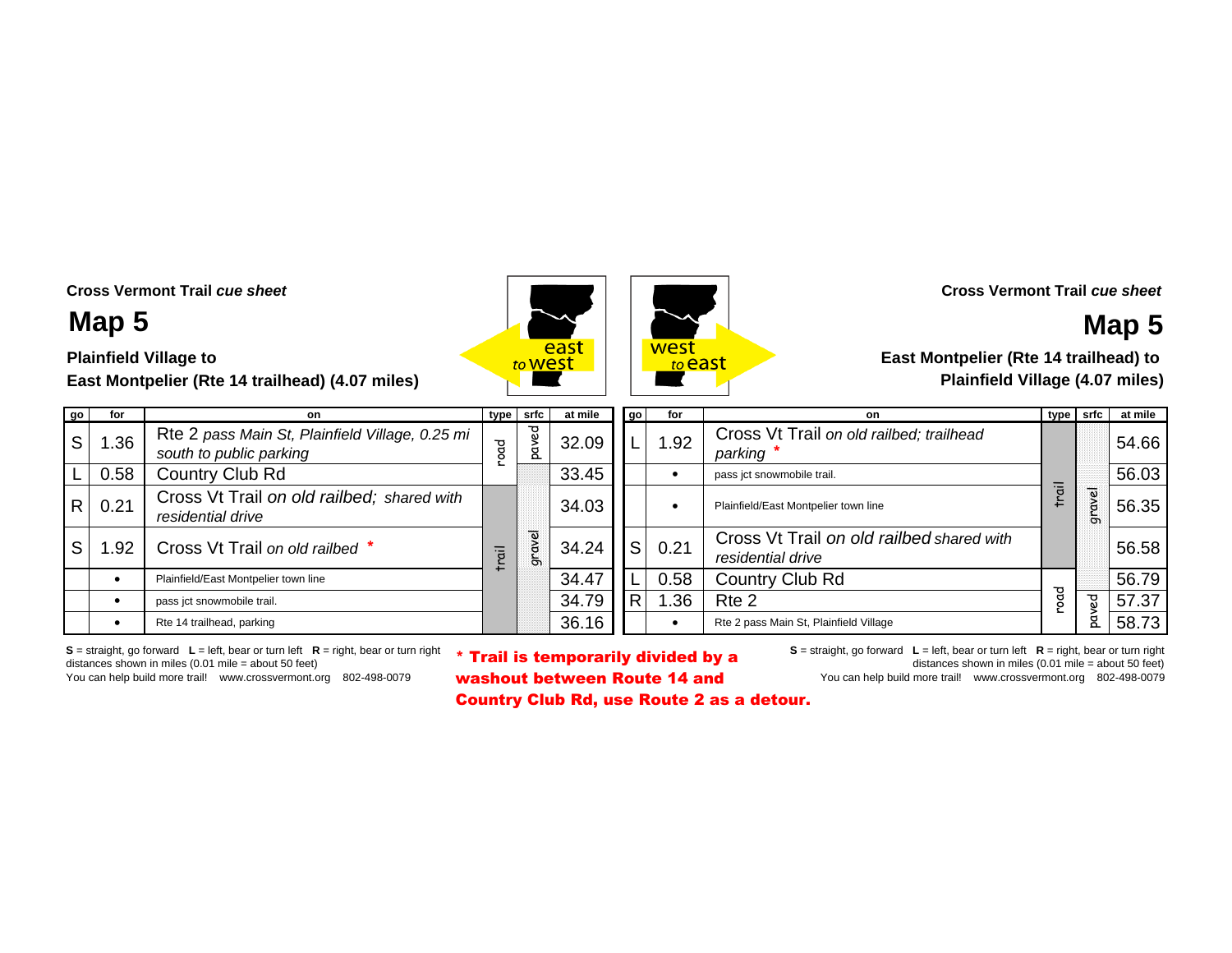**Cross Vermont Trail *cue sheet***

# Map 5

**Plainfield Village to**
**East Montpelier (Rte 14 trailhead) (4.07 miles)**

east to west

| go | for | on | type | srfc | at mile |
|---|---|---|---|---|---|
| S | 1.36 | Rte 2 *pass Main St, Plainfield Village, 0.25 mi south to public parking* | road | paved | 32.09 |
| L | 0.58 | Country Club Rd | | | 33.45 |
| R | 0.21 | Cross Vt Trail *on old railbed; shared with residential drive* | trail | gravel | 34.03 |
| S | 1.92 | Cross Vt Trail *on old railbed* * | | | 34.24 |
| | • | Plainfield/East Montpelier town line | | | 34.47 |
| | • | pass jct snowmobile trail. | | | 34.79 |
| | • | Rte 14 trailhead, parking | | | 36.16 |

**S** = straight, go forward **L** = left, bear or turn left **R** = right, bear or turn right
distances shown in miles (0.01 mile = about 50 feet)
You can help build more trail! www.crossvermont.org 802-498-0079

**\* Trail is temporarily divided by a washout between Route 14 and Country Club Rd, use Route 2 as a detour.**

**Cross Vermont Trail *cue sheet***

# Map 5

**East Montpelier (Rte 14 trailhead) to**
**Plainfield Village (4.07 miles)**

west to east

| go | for | on | type | srfc | at mile |
|---|---|---|---|---|---|
| L | 1.92 | Cross Vt Trail *on old railbed; trailhead parking* * | trail | gravel | 54.66 |
| | • | pass jct snowmobile trail. | | | 56.03 |
| | • | Plainfield/East Montpelier town line | | | 56.35 |
| S | 0.21 | Cross Vt Trail *on old railbed shared with residential drive* | | | 56.58 |
| L | 0.58 | Country Club Rd | road | paved | 56.79 |
| R | 1.36 | Rte 2 | | | 57.37 |
| | • | Rte 2 pass Main St, Plainfield Village | | | 58.73 |

**S** = straight, go forward **L** = left, bear or turn left **R** = right, bear or turn right
distances shown in miles (0.01 mile = about 50 feet)
You can help build more trail! www.crossvermont.org 802-498-0079